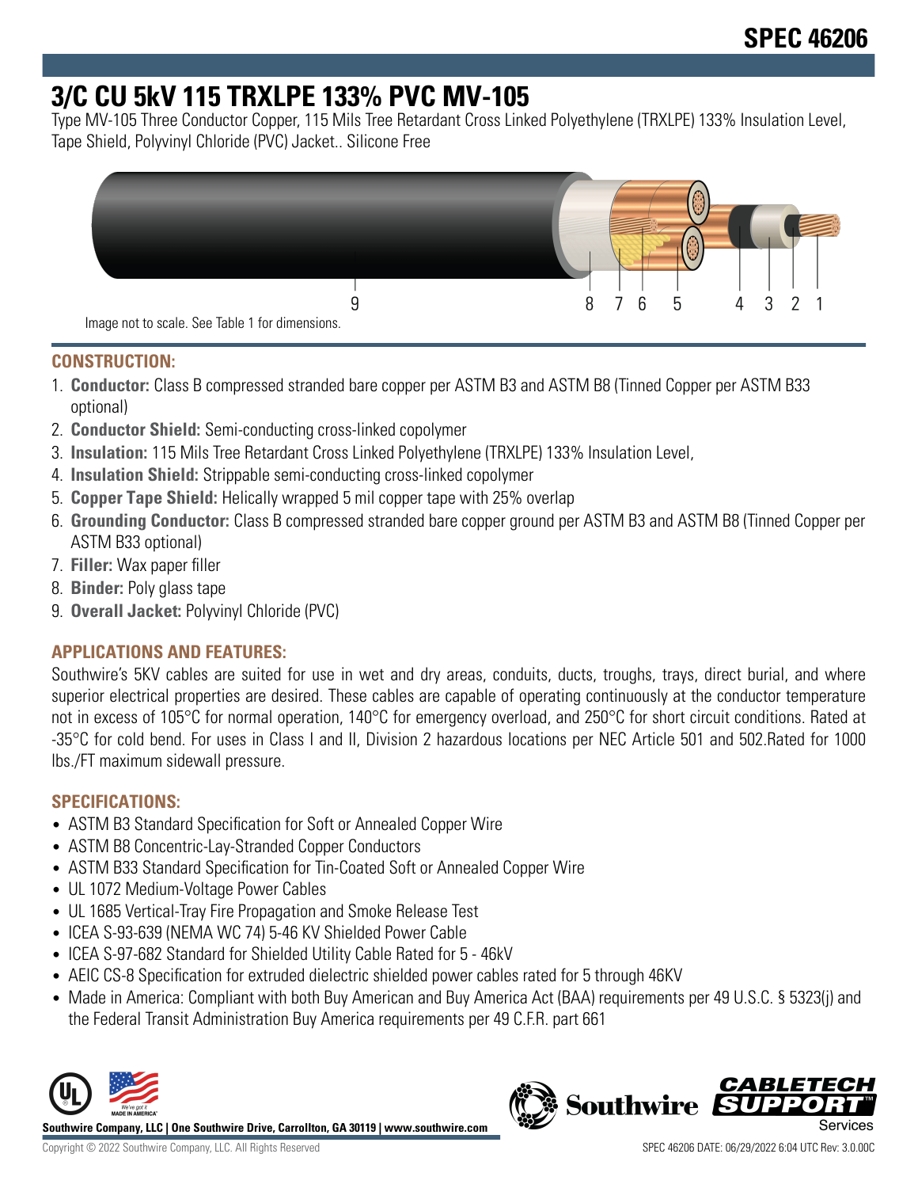# SPEC 46206

# 3/C CU 5kV 115 TRXLPE 133% PVC MV-105

Type MV-105 Three Conductor Copper, 115 Mils Tree Retardant Cross Linked Polyethylene (TRXLPE) 133% Insulation Level, Tape Shield, Polyvinyl Chloride (PVC) Jacket.. Silicone Free

9 8 7 6 5 4 3 2 1

Image not to scale. See Table 1 for dimensions.

## CONSTRUCTION:

1. **Conductor:** Class B compressed stranded bare copper per ASTM B3 and ASTM B8 (Tinned Copper per ASTM B33 optional)
2. **Conductor Shield:** Semi-conducting cross-linked copolymer
3. **Insulation:** 115 Mils Tree Retardant Cross Linked Polyethylene (TRXLPE) 133% Insulation Level,
4. **Insulation Shield:** Strippable semi-conducting cross-linked copolymer
5. **Copper Tape Shield:** Helically wrapped 5 mil copper tape with 25% overlap
6. **Grounding Conductor:** Class B compressed stranded bare copper ground per ASTM B3 and ASTM B8 (Tinned Copper per ASTM B33 optional)
7. **Filler:** Wax paper filler
8. **Binder:** Poly glass tape
9. **Overall Jacket:** Polyvinyl Chloride (PVC)

## APPLICATIONS AND FEATURES:

Southwire's 5KV cables are suited for use in wet and dry areas, conduits, ducts, troughs, trays, direct burial, and where superior electrical properties are desired. These cables are capable of operating continuously at the conductor temperature not in excess of 105°C for normal operation, 140°C for emergency overload, and 250°C for short circuit conditions. Rated at -35°C for cold bend. For uses in Class I and II, Division 2 hazardous locations per NEC Article 501 and 502.Rated for 1000 lbs./FT maximum sidewall pressure.

## SPECIFICATIONS:

- ASTM B3 Standard Specification for Soft or Annealed Copper Wire
- ASTM B8 Concentric-Lay-Stranded Copper Conductors
- ASTM B33 Standard Specification for Tin-Coated Soft or Annealed Copper Wire
- UL 1072 Medium-Voltage Power Cables
- UL 1685 Vertical-Tray Fire Propagation and Smoke Release Test
- ICEA S-93-639 (NEMA WC 74) 5-46 KV Shielded Power Cable
- ICEA S-97-682 Standard for Shielded Utility Cable Rated for 5 - 46kV
- AEIC CS-8 Specification for extruded dielectric shielded power cables rated for 5 through 46KV
- Made in America: Compliant with both Buy American and Buy America Act (BAA) requirements per 49 U.S.C. § 5323(j) and the Federal Transit Administration Buy America requirements per 49 C.F.R. part 661

**Southwire Company, LLC | One Southwire Drive, Carrollton, GA 30119 | www.southwire.com**

Copyright © 2022 Southwire Company, LLC. All Rights Reserved

SPEC 46206 DATE: 06/29/2022 6:04 UTC Rev: 3.0.00C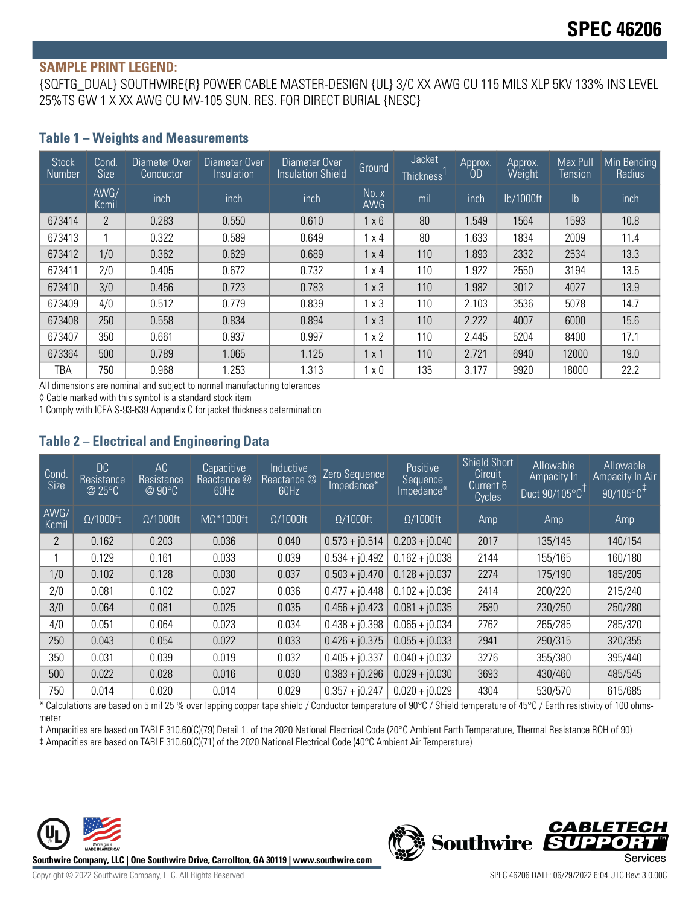# SPEC 46206

## SAMPLE PRINT LEGEND:

{SQFTG_DUAL} SOUTHWIRE{R} POWER CABLE MASTER-DESIGN {UL} 3/C XX AWG CU 115 MILS XLP 5KV 133% INS LEVEL 25%TS GW 1 X XX AWG CU MV-105 SUN. RES. FOR DIRECT BURIAL {NESC}

### Table 1 – Weights and Measurements

| Stock Number | Cond. Size | Diameter Over Conductor | Diameter Over Insulation | Diameter Over Insulation Shield | Ground | Jacket Thickness[1] | Approx. OD | Approx. Weight | Max Pull Tension | Min Bending Radius |
|---|---|---|---|---|---|---|---|---|---|---|
| | AWG/ Kcmil | inch | inch | inch | No. x AWG | mil | inch | lb/1000ft | lb | inch |
| 673414 | 2 | 0.283 | 0.550 | 0.610 | 1 x 6 | 80 | 1.549 | 1564 | 1593 | 10.8 |
| 673413 | 1 | 0.322 | 0.589 | 0.649 | 1 x 4 | 80 | 1.633 | 1834 | 2009 | 11.4 |
| 673412 | 1/0 | 0.362 | 0.629 | 0.689 | 1 x 4 | 110 | 1.893 | 2332 | 2534 | 13.3 |
| 673411 | 2/0 | 0.405 | 0.672 | 0.732 | 1 x 4 | 110 | 1.922 | 2550 | 3194 | 13.5 |
| 673410 | 3/0 | 0.456 | 0.723 | 0.783 | 1 x 3 | 110 | 1.982 | 3012 | 4027 | 13.9 |
| 673409 | 4/0 | 0.512 | 0.779 | 0.839 | 1 x 3 | 110 | 2.103 | 3536 | 5078 | 14.7 |
| 673408 | 250 | 0.558 | 0.834 | 0.894 | 1 x 3 | 110 | 2.222 | 4007 | 6000 | 15.6 |
| 673407 | 350 | 0.661 | 0.937 | 0.997 | 1 x 2 | 110 | 2.445 | 5204 | 8400 | 17.1 |
| 673364 | 500 | 0.789 | 1.065 | 1.125 | 1 x 1 | 110 | 2.721 | 6940 | 12000 | 19.0 |
| TBA | 750 | 0.968 | 1.253 | 1.313 | 1 x 0 | 135 | 3.177 | 9920 | 18000 | 22.2 |

All dimensions are nominal and subject to normal manufacturing tolerances

◊ Cable marked with this symbol is a standard stock item

1 Comply with ICEA S-93-639 Appendix C for jacket thickness determination

### Table 2 – Electrical and Engineering Data

| Cond. Size | DC Resistance @ 25°C | AC Resistance @ 90°C | Capacitive Reactance @ 60Hz | Inductive Reactance @ 60Hz | Zero Sequence Impedance* | Positive Sequence Impedance* | Shield Short Circuit Current 6 Cycles | Allowable Ampacity In Duct 90/105°C† | Allowable Ampacity In Air 90/105°C‡ |
|---|---|---|---|---|---|---|---|---|---|
| AWG/ Kcmil | Ω/1000ft | Ω/1000ft | MΩ*1000ft | Ω/1000ft | Ω/1000ft | Ω/1000ft | Amp | Amp | Amp |
| 2 | 0.162 | 0.203 | 0.036 | 0.040 | 0.573 + j0.514 | 0.203 + j0.040 | 2017 | 135/145 | 140/154 |
| 1 | 0.129 | 0.161 | 0.033 | 0.039 | 0.534 + j0.492 | 0.162 + j0.038 | 2144 | 155/165 | 160/180 |
| 1/0 | 0.102 | 0.128 | 0.030 | 0.037 | 0.503 + j0.470 | 0.128 + j0.037 | 2274 | 175/190 | 185/205 |
| 2/0 | 0.081 | 0.102 | 0.027 | 0.036 | 0.477 + j0.448 | 0.102 + j0.036 | 2414 | 200/220 | 215/240 |
| 3/0 | 0.064 | 0.081 | 0.025 | 0.035 | 0.456 + j0.423 | 0.081 + j0.035 | 2580 | 230/250 | 250/280 |
| 4/0 | 0.051 | 0.064 | 0.023 | 0.034 | 0.438 + j0.398 | 0.065 + j0.034 | 2762 | 265/285 | 285/320 |
| 250 | 0.043 | 0.054 | 0.022 | 0.033 | 0.426 + j0.375 | 0.055 + j0.033 | 2941 | 290/315 | 320/355 |
| 350 | 0.031 | 0.039 | 0.019 | 0.032 | 0.405 + j0.337 | 0.040 + j0.032 | 3276 | 355/380 | 395/440 |
| 500 | 0.022 | 0.028 | 0.016 | 0.030 | 0.383 + j0.296 | 0.029 + j0.030 | 3693 | 430/460 | 485/545 |
| 750 | 0.014 | 0.020 | 0.014 | 0.029 | 0.357 + j0.247 | 0.020 + j0.029 | 4304 | 530/570 | 615/685 |

* Calculations are based on 5 mil 25 % over lapping copper tape shield / Conductor temperature of 90°C / Shield temperature of 45°C / Earth resistivity of 100 ohms-meter

† Ampacities are based on TABLE 310.60(C)(79) Detail 1. of the 2020 National Electrical Code (20°C Ambient Earth Temperature, Thermal Resistance ROH of 90)

‡ Ampacities are based on TABLE 310.60(C)(71) of the 2020 National Electrical Code (40°C Ambient Air Temperature)

Southwire Company, LLC | One Southwire Drive, Carrollton, GA 30119 | www.southwire.com

Copyright © 2022 Southwire Company, LLC. All Rights Reserved

SPEC 46206 DATE: 06/29/2022 6:04 UTC Rev: 3.0.00C